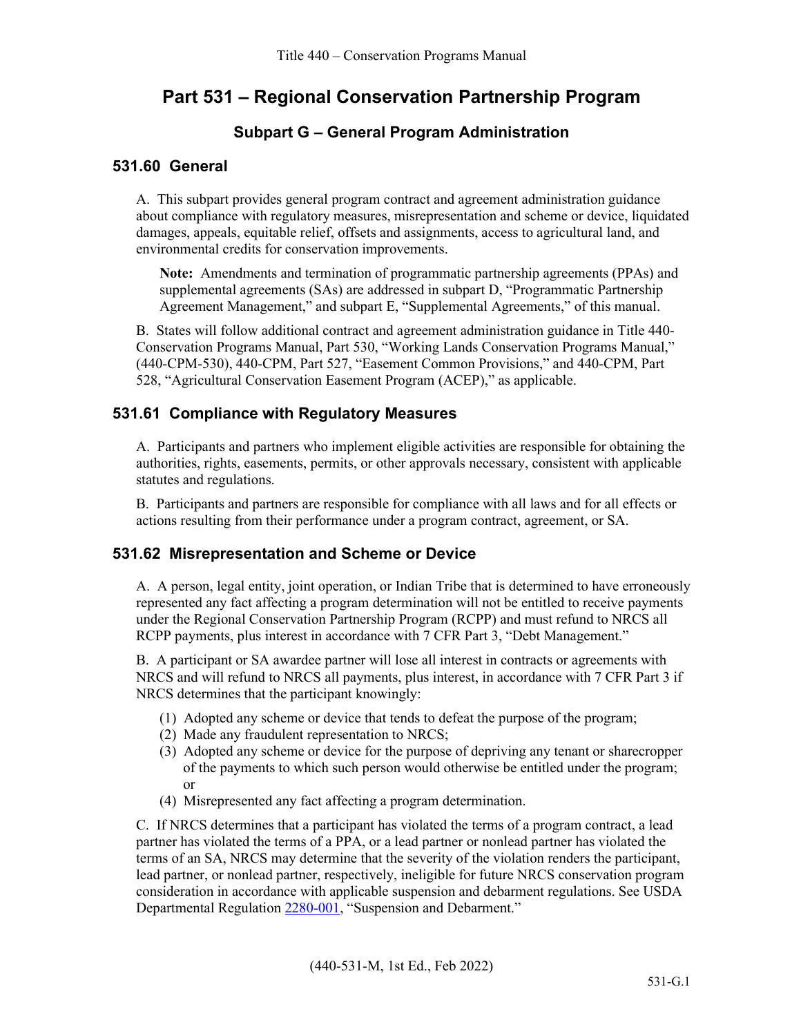Title 440 – Conservation Programs Manual

# Part 531 – Regional Conservation Partnership Program

## Subpart G – General Program Administration

### 531.60 General

A. This subpart provides general program contract and agreement administration guidance about compliance with regulatory measures, misrepresentation and scheme or device, liquidated damages, appeals, equitable relief, offsets and assignments, access to agricultural land, and environmental credits for conservation improvements.

> **Note:** Amendments and termination of programmatic partnership agreements (PPAs) and supplemental agreements (SAs) are addressed in subpart D, "Programmatic Partnership Agreement Management," and subpart E, "Supplemental Agreements," of this manual.

B. States will follow additional contract and agreement administration guidance in Title 440-Conservation Programs Manual, Part 530, "Working Lands Conservation Programs Manual," (440-CPM-530), 440-CPM, Part 527, "Easement Common Provisions," and 440-CPM, Part 528, "Agricultural Conservation Easement Program (ACEP)," as applicable.

### 531.61 Compliance with Regulatory Measures

A. Participants and partners who implement eligible activities are responsible for obtaining the authorities, rights, easements, permits, or other approvals necessary, consistent with applicable statutes and regulations.

B. Participants and partners are responsible for compliance with all laws and for all effects or actions resulting from their performance under a program contract, agreement, or SA.

### 531.62 Misrepresentation and Scheme or Device

A. A person, legal entity, joint operation, or Indian Tribe that is determined to have erroneously represented any fact affecting a program determination will not be entitled to receive payments under the Regional Conservation Partnership Program (RCPP) and must refund to NRCS all RCPP payments, plus interest in accordance with 7 CFR Part 3, "Debt Management."

B. A participant or SA awardee partner will lose all interest in contracts or agreements with NRCS and will refund to NRCS all payments, plus interest, in accordance with 7 CFR Part 3 if NRCS determines that the participant knowingly:

1. Adopted any scheme or device that tends to defeat the purpose of the program;
2. Made any fraudulent representation to NRCS;
3. Adopted any scheme or device for the purpose of depriving any tenant or sharecropper of the payments to which such person would otherwise be entitled under the program; or
4. Misrepresented any fact affecting a program determination.

C. If NRCS determines that a participant has violated the terms of a program contract, a lead partner has violated the terms of a PPA, or a lead partner or nonlead partner has violated the terms of an SA, NRCS may determine that the severity of the violation renders the participant, lead partner, or nonlead partner, respectively, ineligible for future NRCS conservation program consideration in accordance with applicable suspension and debarment regulations. See USDA Departmental Regulation 2280-001, "Suspension and Debarment."

(440-531-M, 1st Ed., Feb 2022)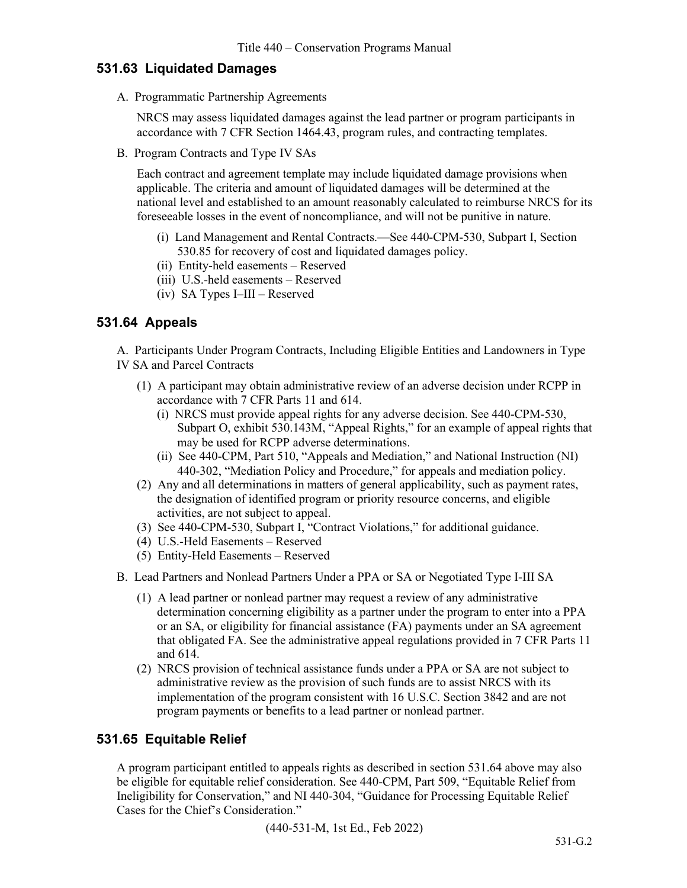## 531.63 Liquidated Damages

A. Programmatic Partnership Agreements

NRCS may assess liquidated damages against the lead partner or program participants in accordance with 7 CFR Section 1464.43, program rules, and contracting templates.

B. Program Contracts and Type IV SAs

Each contract and agreement template may include liquidated damage provisions when applicable. The criteria and amount of liquidated damages will be determined at the national level and established to an amount reasonably calculated to reimburse NRCS for its foreseeable losses in the event of noncompliance, and will not be punitive in nature.

- (i) Land Management and Rental Contracts.—See 440-CPM-530, Subpart I, Section 530.85 for recovery of cost and liquidated damages policy.
- (ii) Entity-held easements – Reserved
- (iii) U.S.-held easements – Reserved
- (iv) SA Types I–III – Reserved

## 531.64 Appeals

A. Participants Under Program Contracts, Including Eligible Entities and Landowners in Type IV SA and Parcel Contracts

- (1) A participant may obtain administrative review of an adverse decision under RCPP in accordance with 7 CFR Parts 11 and 614.
  - (i) NRCS must provide appeal rights for any adverse decision. See 440-CPM-530, Subpart O, exhibit 530.143M, "Appeal Rights," for an example of appeal rights that may be used for RCPP adverse determinations.
  - (ii) See 440-CPM, Part 510, "Appeals and Mediation," and National Instruction (NI) 440-302, "Mediation Policy and Procedure," for appeals and mediation policy.
- (2) Any and all determinations in matters of general applicability, such as payment rates, the designation of identified program or priority resource concerns, and eligible activities, are not subject to appeal.
- (3) See 440-CPM-530, Subpart I, "Contract Violations," for additional guidance.
- (4) U.S.-Held Easements – Reserved
- (5) Entity-Held Easements – Reserved

B. Lead Partners and Nonlead Partners Under a PPA or SA or Negotiated Type I-III SA

- (1) A lead partner or nonlead partner may request a review of any administrative determination concerning eligibility as a partner under the program to enter into a PPA or an SA, or eligibility for financial assistance (FA) payments under an SA agreement that obligated FA. See the administrative appeal regulations provided in 7 CFR Parts 11 and 614.
- (2) NRCS provision of technical assistance funds under a PPA or SA are not subject to administrative review as the provision of such funds are to assist NRCS with its implementation of the program consistent with 16 U.S.C. Section 3842 and are not program payments or benefits to a lead partner or nonlead partner.

## 531.65 Equitable Relief

A program participant entitled to appeals rights as described in section 531.64 above may also be eligible for equitable relief consideration. See 440-CPM, Part 509, "Equitable Relief from Ineligibility for Conservation," and NI 440-304, "Guidance for Processing Equitable Relief Cases for the Chief's Consideration."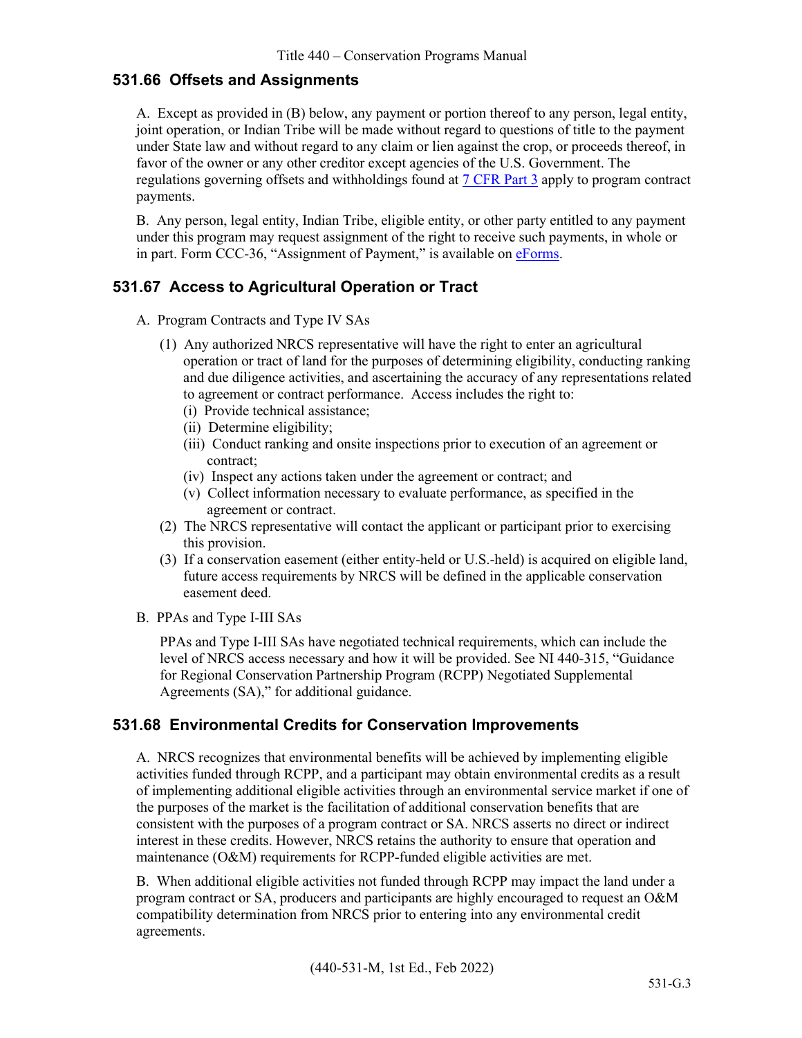## 531.66 Offsets and Assignments

A. Except as provided in (B) below, any payment or portion thereof to any person, legal entity, joint operation, or Indian Tribe will be made without regard to questions of title to the payment under State law and without regard to any claim or lien against the crop, or proceeds thereof, in favor of the owner or any other creditor except agencies of the U.S. Government. The regulations governing offsets and withholdings found at 7 CFR Part 3 apply to program contract payments.

B. Any person, legal entity, Indian Tribe, eligible entity, or other party entitled to any payment under this program may request assignment of the right to receive such payments, in whole or in part. Form CCC-36, "Assignment of Payment," is available on eForms.

## 531.67 Access to Agricultural Operation or Tract

A. Program Contracts and Type IV SAs

(1) Any authorized NRCS representative will have the right to enter an agricultural operation or tract of land for the purposes of determining eligibility, conducting ranking and due diligence activities, and ascertaining the accuracy of any representations related to agreement or contract performance. Access includes the right to:

(i) Provide technical assistance;

(ii) Determine eligibility;

(iii) Conduct ranking and onsite inspections prior to execution of an agreement or contract;

(iv) Inspect any actions taken under the agreement or contract; and

(v) Collect information necessary to evaluate performance, as specified in the agreement or contract.

(2) The NRCS representative will contact the applicant or participant prior to exercising this provision.

(3) If a conservation easement (either entity-held or U.S.-held) is acquired on eligible land, future access requirements by NRCS will be defined in the applicable conservation easement deed.

B. PPAs and Type I-III SAs

PPAs and Type I-III SAs have negotiated technical requirements, which can include the level of NRCS access necessary and how it will be provided. See NI 440-315, "Guidance for Regional Conservation Partnership Program (RCPP) Negotiated Supplemental Agreements (SA)," for additional guidance.

## 531.68 Environmental Credits for Conservation Improvements

A. NRCS recognizes that environmental benefits will be achieved by implementing eligible activities funded through RCPP, and a participant may obtain environmental credits as a result of implementing additional eligible activities through an environmental service market if one of the purposes of the market is the facilitation of additional conservation benefits that are consistent with the purposes of a program contract or SA. NRCS asserts no direct or indirect interest in these credits. However, NRCS retains the authority to ensure that operation and maintenance (O&M) requirements for RCPP-funded eligible activities are met.

B. When additional eligible activities not funded through RCPP may impact the land under a program contract or SA, producers and participants are highly encouraged to request an O&M compatibility determination from NRCS prior to entering into any environmental credit agreements.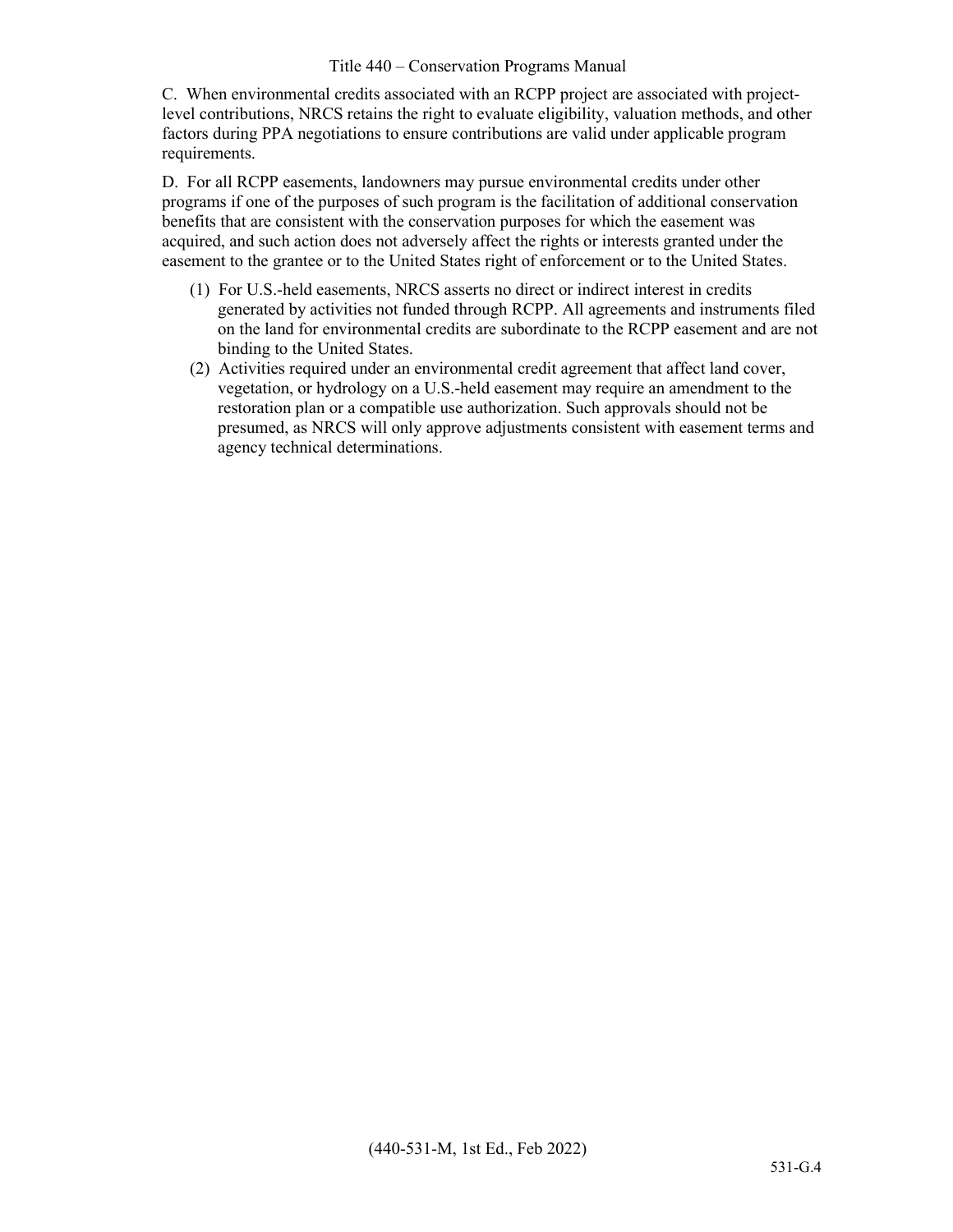C. When environmental credits associated with an RCPP project are associated with project-level contributions, NRCS retains the right to evaluate eligibility, valuation methods, and other factors during PPA negotiations to ensure contributions are valid under applicable program requirements.

D. For all RCPP easements, landowners may pursue environmental credits under other programs if one of the purposes of such program is the facilitation of additional conservation benefits that are consistent with the conservation purposes for which the easement was acquired, and such action does not adversely affect the rights or interests granted under the easement to the grantee or to the United States right of enforcement or to the United States.

(1) For U.S.-held easements, NRCS asserts no direct or indirect interest in credits generated by activities not funded through RCPP. All agreements and instruments filed on the land for environmental credits are subordinate to the RCPP easement and are not binding to the United States.

(2) Activities required under an environmental credit agreement that affect land cover, vegetation, or hydrology on a U.S.-held easement may require an amendment to the restoration plan or a compatible use authorization. Such approvals should not be presumed, as NRCS will only approve adjustments consistent with easement terms and agency technical determinations.